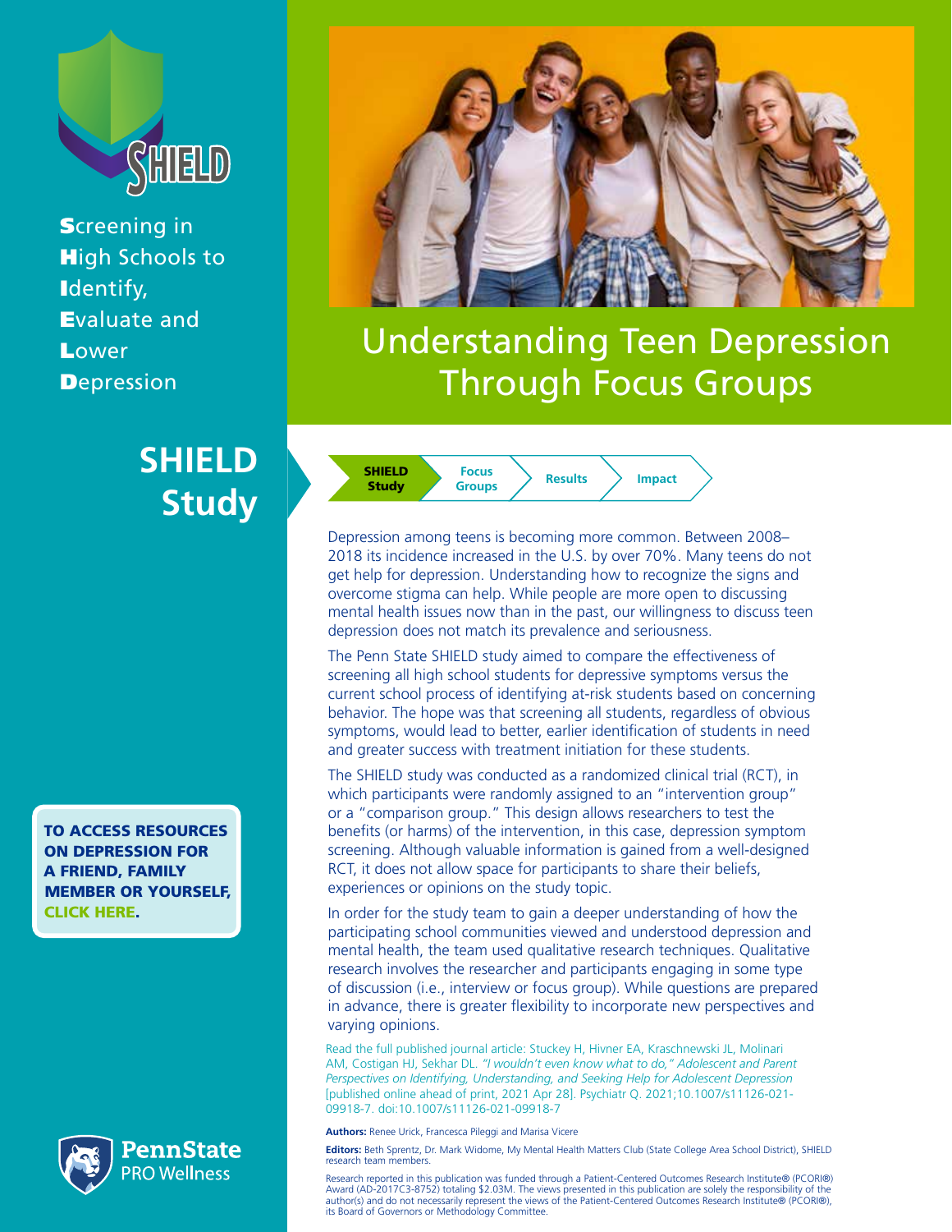**S**creening in
**H**igh Schools to
**I**dentify,
**E**valuate and
**L**ower
**D**epression

# Understanding Teen Depression Through Focus Groups

## SHIELD Study

**SHIELD Study** | Focus Groups | Results | Impact

Depression among teens is becoming more common. Between 2008–2018 its incidence increased in the U.S. by over 70%. Many teens do not get help for depression. Understanding how to recognize the signs and overcome stigma can help. While people are more open to discussing mental health issues now than in the past, our willingness to discuss teen depression does not match its prevalence and seriousness.

The Penn State SHIELD study aimed to compare the effectiveness of screening all high school students for depressive symptoms versus the current school process of identifying at-risk students based on concerning behavior. The hope was that screening all students, regardless of obvious symptoms, would lead to better, earlier identification of students in need and greater success with treatment initiation for these students.

The SHIELD study was conducted as a randomized clinical trial (RCT), in which participants were randomly assigned to an "intervention group" or a "comparison group." This design allows researchers to test the benefits (or harms) of the intervention, in this case, depression symptom screening. Although valuable information is gained from a well-designed RCT, it does not allow space for participants to share their beliefs, experiences or opinions on the study topic.

In order for the study team to gain a deeper understanding of how the participating school communities viewed and understood depression and mental health, the team used qualitative research techniques. Qualitative research involves the researcher and participants engaging in some type of discussion (i.e., interview or focus group). While questions are prepared in advance, there is greater flexibility to incorporate new perspectives and varying opinions.

Read the full published journal article: Stuckey H, Hivner EA, Kraschnewski JL, Molinari AM, Costigan HJ, Sekhar DL. *"I wouldn't even know what to do," Adolescent and Parent Perspectives on Identifying, Understanding, and Seeking Help for Adolescent Depression* [published online ahead of print, 2021 Apr 28]. Psychiatr Q. 2021;10.1007/s11126-021-09918-7. doi:10.1007/s11126-021-09918-7

**TO ACCESS RESOURCES ON DEPRESSION FOR A FRIEND, FAMILY MEMBER OR YOURSELF, CLICK HERE.**

**Authors:** Renee Urick, Francesca Pileggi and Marisa Vicere

**Editors:** Beth Sprentz, Dr. Mark Widome, My Mental Health Matters Club (State College Area School District), SHIELD research team members.

Research reported in this publication was funded through a Patient-Centered Outcomes Research Institute® (PCORI®) Award (AD-2017C3-8752) totaling $2.03M. The views presented in this publication are solely the responsibility of the author(s) and do not necessarily represent the views of the Patient-Centered Outcomes Research Institute® (PCORI®), its Board of Governors or Methodology Committee.

PennState PRO Wellness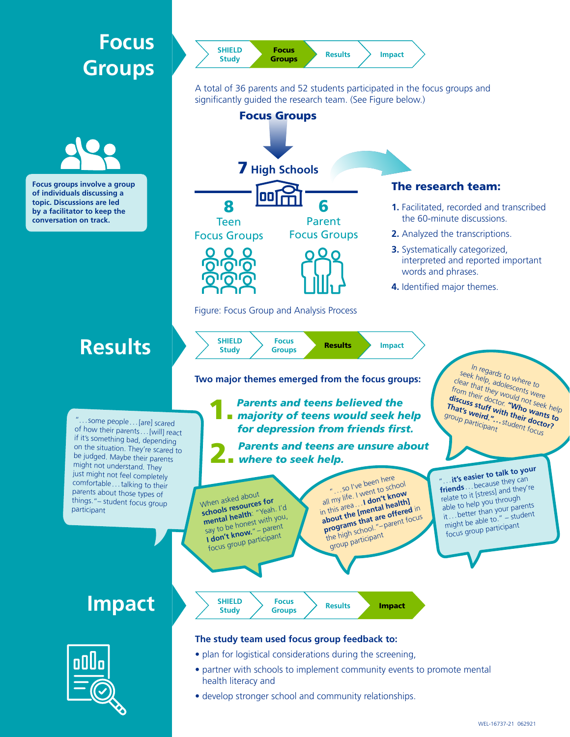# Focus Groups

Focus groups involve a group of individuals discussing a topic. Discussions are led by a facilitator to keep the conversation on track.

SHIELD Study → **Focus Groups** → Results → Impact

A total of 36 parents and 52 students participated in the focus groups and significantly guided the research team. (See Figure below.)

**Focus Groups**

**7** High Schools

**8** Teen Focus Groups

**6** Parent Focus Groups

**The research team:**

1. Facilitated, recorded and transcribed the 60-minute discussions.
2. Analyzed the transcriptions.
3. Systematically categorized, interpreted and reported important words and phrases.
4. Identified major themes.

Figure: Focus Group and Analysis Process

# Results

SHIELD Study → Focus Groups → **Results** → Impact

**Two major themes emerged from the focus groups:**

1. ***Parents and teens believed the majority of teens would seek help for depression from friends first.***
2. ***Parents and teens are unsure about where to seek help.***

In regards to where to seek help, adolescents were clear that they would not seek help from their doctor. **"Who wants to discuss stuff with their doctor? That's weird."**... student focus group participant

"...some people...[are] scared of how their parents...[will] react if it's something bad, depending on the situation. They're scared to be judged. Maybe their parents might not understand. They just might not feel completely comfortable...talking to their parents about those types of things." – student focus group participant

When asked about **schools resources for mental health**: "Yeah. I'd say to be honest with you, **I don't know.**" – parent focus group participant

"...so I've been here all my life. I went to school in this area...**I don't know about the [mental health] programs that are offered** in the high school." –parent focus group participant

"...**it's easier to talk to your friends**...because they can relate to it [stress] and they're able to help you through it...better than your parents might be able to." – student focus group participant

# Impact

SHIELD Study → Focus Groups → Results → **Impact**

**The study team used focus group feedback to:**

- plan for logistical considerations during the screening,
- partner with schools to implement community events to promote mental health literacy and
- develop stronger school and community relationships.

WEL-16737-21 062921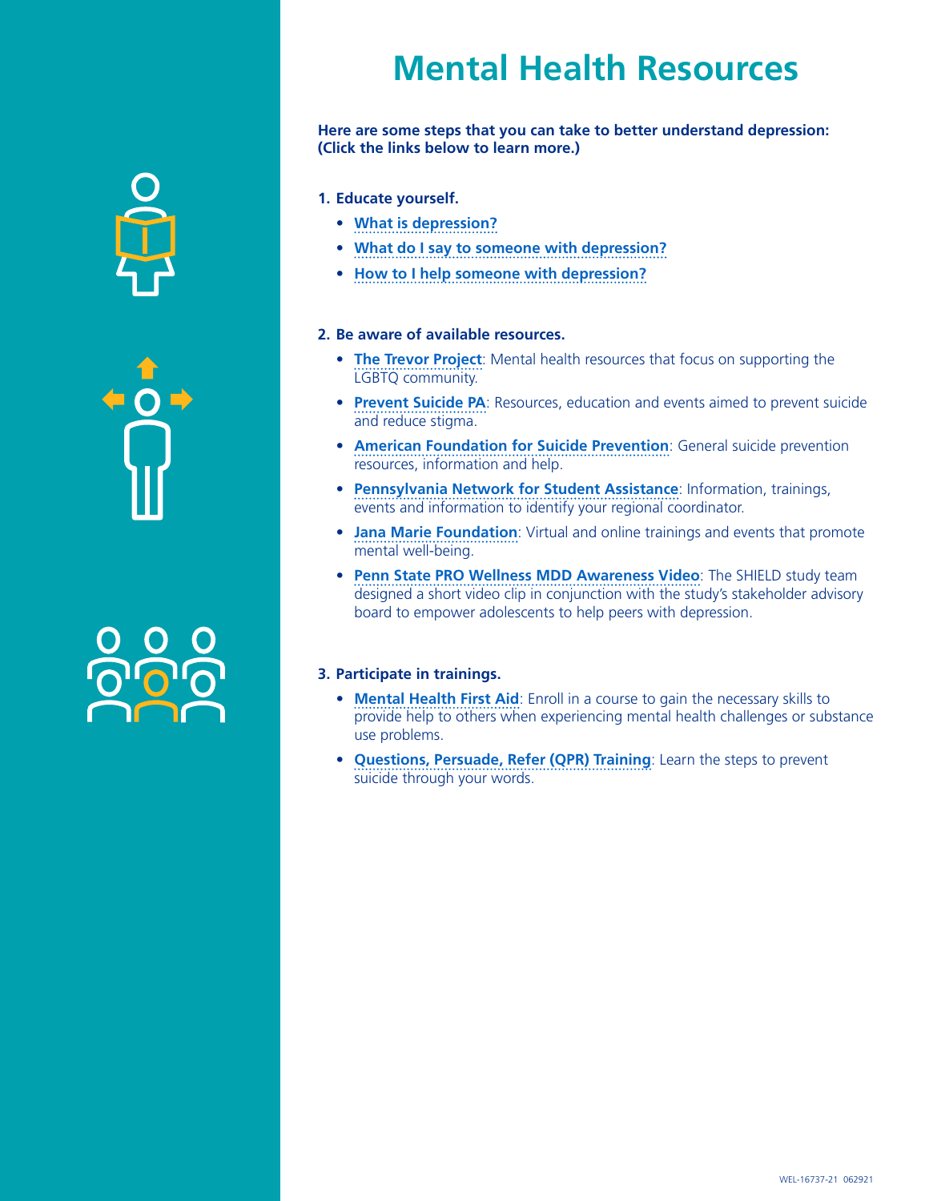# Mental Health Resources

**Here are some steps that you can take to better understand depression: (Click the links below to learn more.)**

1. **Educate yourself.**
   - **What is depression?**
   - **What do I say to someone with depression?**
   - **How to I help someone with depression?**

2. **Be aware of available resources.**
   - **The Trevor Project**: Mental health resources that focus on supporting the LGBTQ community.
   - **Prevent Suicide PA**: Resources, education and events aimed to prevent suicide and reduce stigma.
   - **American Foundation for Suicide Prevention**: General suicide prevention resources, information and help.
   - **Pennsylvania Network for Student Assistance**: Information, trainings, events and information to identify your regional coordinator.
   - **Jana Marie Foundation**: Virtual and online trainings and events that promote mental well-being.
   - **Penn State PRO Wellness MDD Awareness Video**: The SHIELD study team designed a short video clip in conjunction with the study's stakeholder advisory board to empower adolescents to help peers with depression.

3. **Participate in trainings.**
   - **Mental Health First Aid**: Enroll in a course to gain the necessary skills to provide help to others when experiencing mental health challenges or substance use problems.
   - **Questions, Persuade, Refer (QPR) Training**: Learn the steps to prevent suicide through your words.

WEL-16737-21 062921